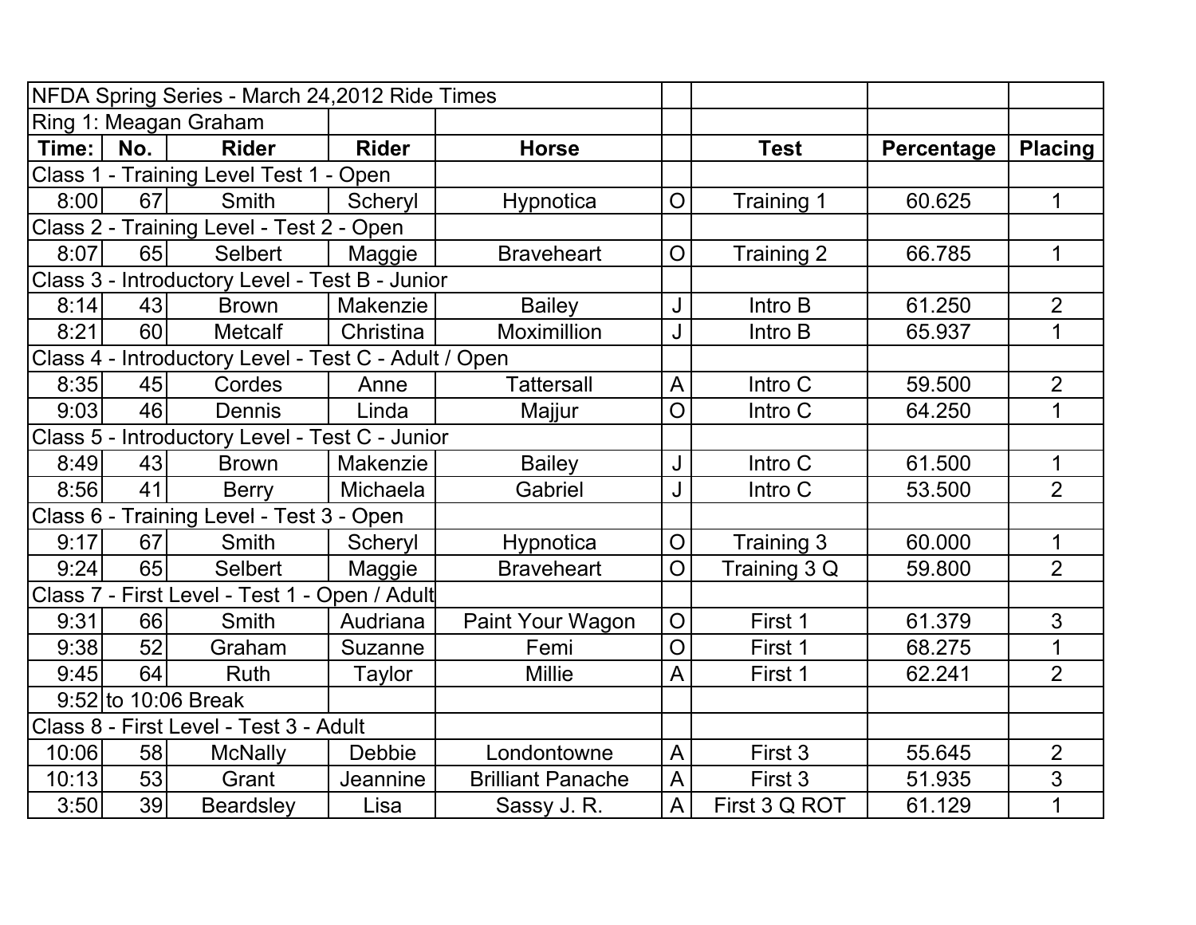| NFDA Spring Series - March 24,2012 Ride Times | | | | | | | | |
|---|---|---|---|---|---|---|---|---|
| Ring 1: Meagan Graham | | | | | | | | |
| **Time:** | **No.** | **Rider** | **Rider** | **Horse** | | **Test** | **Percentage** | **Placing** |
| Class 1 - Training Level Test 1 - Open | | | | | | | | |
| 8:00 | 67 | Smith | Scheryl | Hypnotica | O | Training 1 | 60.625 | 1 |
| Class 2 - Training Level - Test 2 - Open | | | | | | | | |
| 8:07 | 65 | Selbert | Maggie | Braveheart | O | Training 2 | 66.785 | 1 |
| Class 3 - Introductory Level - Test B - Junior | | | | | | | | |
| 8:14 | 43 | Brown | Makenzie | Bailey | J | Intro B | 61.250 | 2 |
| 8:21 | 60 | Metcalf | Christina | Moximillion | J | Intro B | 65.937 | 1 |
| Class 4 - Introductory Level - Test C - Adult / Open | | | | | | | | |
| 8:35 | 45 | Cordes | Anne | Tattersall | A | Intro C | 59.500 | 2 |
| 9:03 | 46 | Dennis | Linda | Majjur | O | Intro C | 64.250 | 1 |
| Class 5 - Introductory Level - Test C - Junior | | | | | | | | |
| 8:49 | 43 | Brown | Makenzie | Bailey | J | Intro C | 61.500 | 1 |
| 8:56 | 41 | Berry | Michaela | Gabriel | J | Intro C | 53.500 | 2 |
| Class 6 - Training Level - Test 3 - Open | | | | | | | | |
| 9:17 | 67 | Smith | Scheryl | Hypnotica | O | Training 3 | 60.000 | 1 |
| 9:24 | 65 | Selbert | Maggie | Braveheart | O | Training 3 Q | 59.800 | 2 |
| Class 7 - First Level - Test 1 - Open / Adult | | | | | | | | |
| 9:31 | 66 | Smith | Audriana | Paint Your Wagon | O | First 1 | 61.379 | 3 |
| 9:38 | 52 | Graham | Suzanne | Femi | O | First 1 | 68.275 | 1 |
| 9:45 | 64 | Ruth | Taylor | Millie | A | First 1 | 62.241 | 2 |
| 9:52 | to 10:06 Break | | | | | | | |
| Class 8 - First Level - Test 3 - Adult | | | | | | | | |
| 10:06 | 58 | McNally | Debbie | Londontowne | A | First 3 | 55.645 | 2 |
| 10:13 | 53 | Grant | Jeannine | Brilliant Panache | A | First 3 | 51.935 | 3 |
| 3:50 | 39 | Beardsley | Lisa | Sassy J. R. | A | First 3 Q ROT | 61.129 | 1 |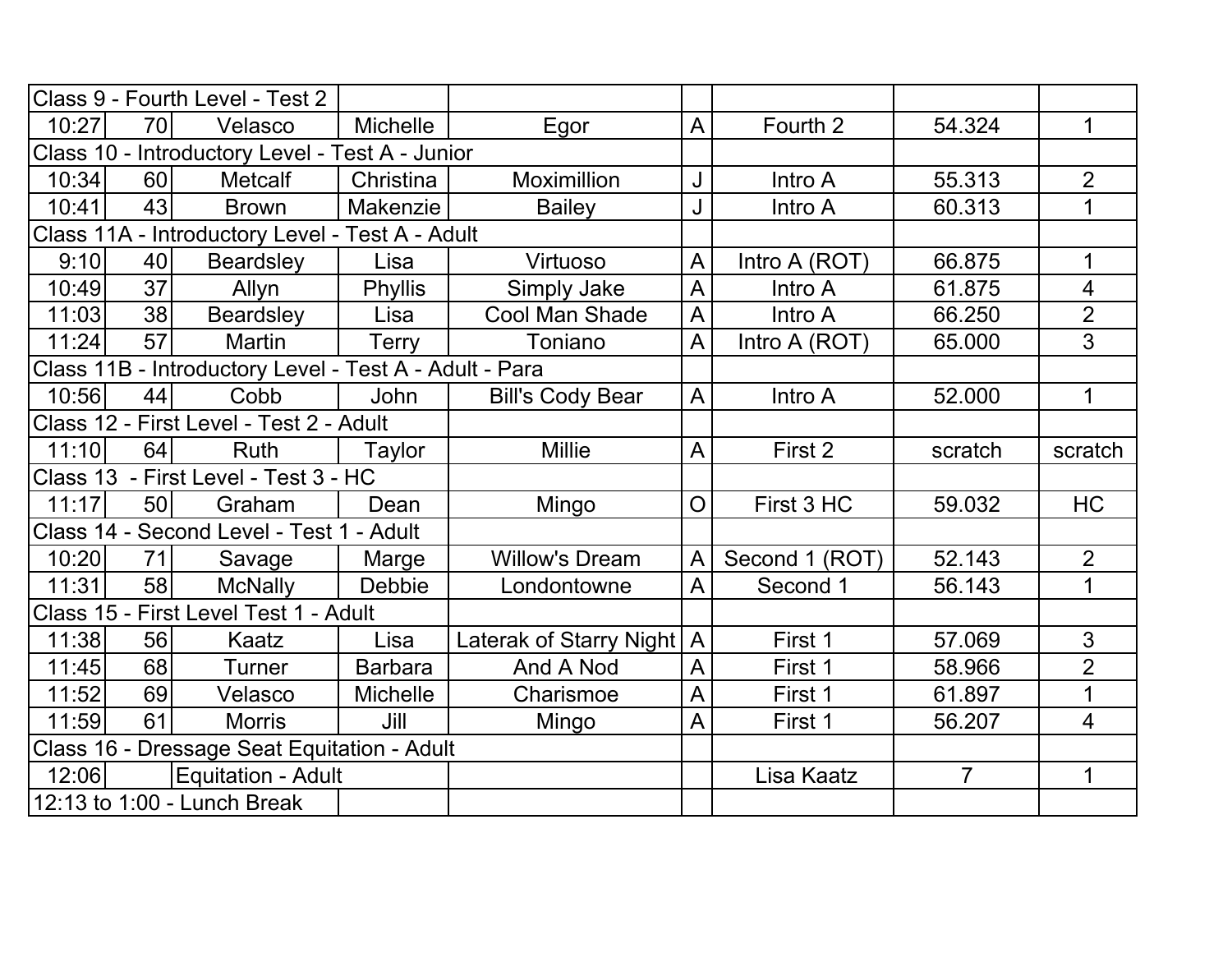| Class 9 - Fourth Level - Test 2 | | | | | | | | |
|---|---|---|---|---|---|---|---|---|
| 10:27 | 70 | Velasco | Michelle | Egor | A | Fourth 2 | 54.324 | 1 |
| Class 10 - Introductory Level - Test A - Junior | | | | | | | | |
| 10:34 | 60 | Metcalf | Christina | Moximillion | J | Intro A | 55.313 | 2 |
| 10:41 | 43 | Brown | Makenzie | Bailey | J | Intro A | 60.313 | 1 |
| Class 11A - Introductory Level - Test A - Adult | | | | | | | | |
| 9:10 | 40 | Beardsley | Lisa | Virtuoso | A | Intro A (ROT) | 66.875 | 1 |
| 10:49 | 37 | Allyn | Phyllis | Simply Jake | A | Intro A | 61.875 | 4 |
| 11:03 | 38 | Beardsley | Lisa | Cool Man Shade | A | Intro A | 66.250 | 2 |
| 11:24 | 57 | Martin | Terry | Toniano | A | Intro A (ROT) | 65.000 | 3 |
| Class 11B - Introductory Level - Test A - Adult - Para | | | | | | | | |
| 10:56 | 44 | Cobb | John | Bill's Cody Bear | A | Intro A | 52.000 | 1 |
| Class 12 - First Level - Test 2 - Adult | | | | | | | | |
| 11:10 | 64 | Ruth | Taylor | Millie | A | First 2 | scratch | scratch |
| Class 13 - First Level - Test 3 - HC | | | | | | | | |
| 11:17 | 50 | Graham | Dean | Mingo | O | First 3 HC | 59.032 | HC |
| Class 14 - Second Level - Test 1 - Adult | | | | | | | | |
| 10:20 | 71 | Savage | Marge | Willow's Dream | A | Second 1 (ROT) | 52.143 | 2 |
| 11:31 | 58 | McNally | Debbie | Londontowne | A | Second 1 | 56.143 | 1 |
| Class 15 - First Level Test 1 - Adult | | | | | | | | |
| 11:38 | 56 | Kaatz | Lisa | Laterak of Starry Night | A | First 1 | 57.069 | 3 |
| 11:45 | 68 | Turner | Barbara | And A Nod | A | First 1 | 58.966 | 2 |
| 11:52 | 69 | Velasco | Michelle | Charismoe | A | First 1 | 61.897 | 1 |
| 11:59 | 61 | Morris | Jill | Mingo | A | First 1 | 56.207 | 4 |
| Class 16 - Dressage Seat Equitation - Adult | | | | | | | | |
| 12:06 | | Equitation - Adult | | | | Lisa Kaatz | 7 | 1 |
| 12:13 to 1:00 - Lunch Break | | | | | | | | |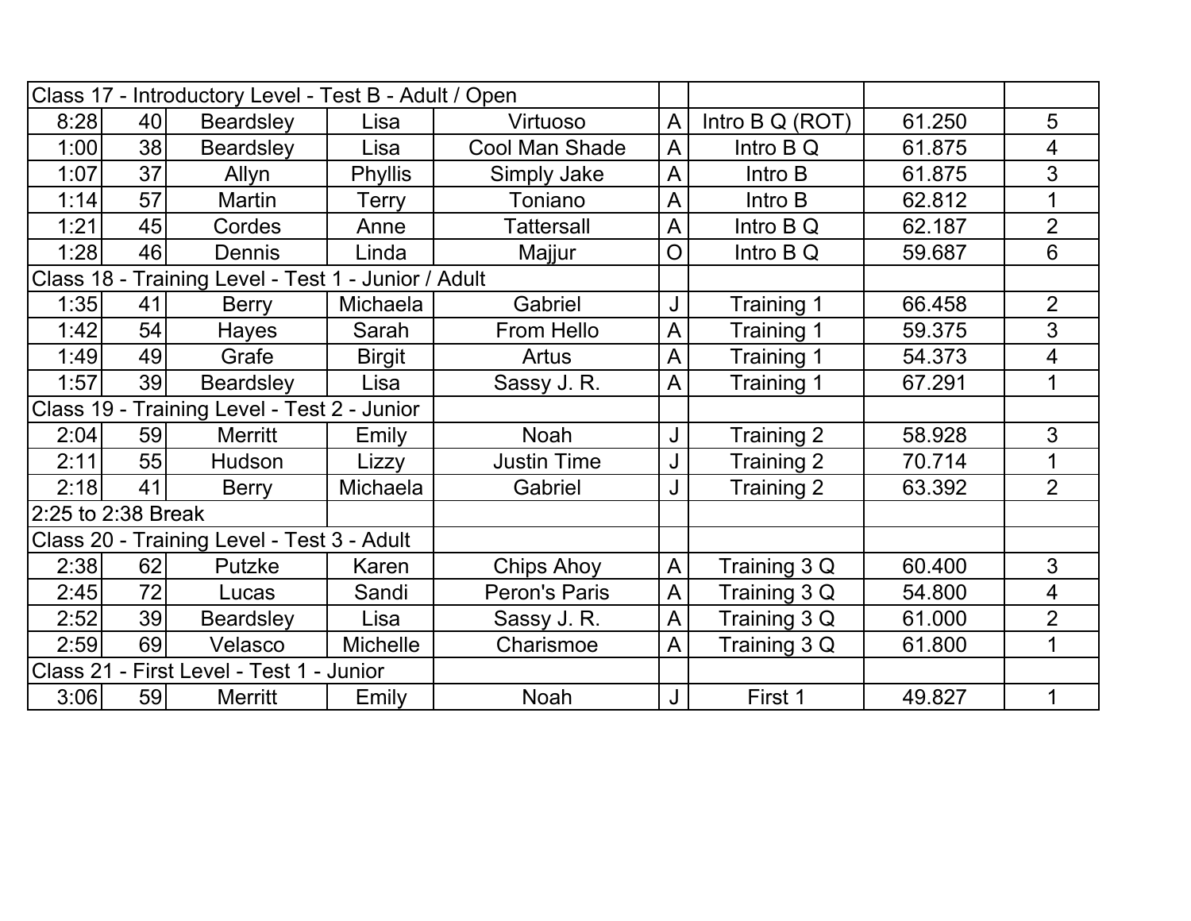| Class 17 - Introductory Level - Test B - Adult / Open | | | | | | | | |
|---|---|---|---|---|---|---|---|---|
| 8:28 | 40 | Beardsley | Lisa | Virtuoso | A | Intro B Q (ROT) | 61.250 | 5 |
| 1:00 | 38 | Beardsley | Lisa | Cool Man Shade | A | Intro B Q | 61.875 | 4 |
| 1:07 | 37 | Allyn | Phyllis | Simply Jake | A | Intro B | 61.875 | 3 |
| 1:14 | 57 | Martin | Terry | Toniano | A | Intro B | 62.812 | 1 |
| 1:21 | 45 | Cordes | Anne | Tattersall | A | Intro B Q | 62.187 | 2 |
| 1:28 | 46 | Dennis | Linda | Majjur | O | Intro B Q | 59.687 | 6 |
| Class 18 - Training Level - Test 1 - Junior / Adult | | | | | | | | |
| 1:35 | 41 | Berry | Michaela | Gabriel | J | Training 1 | 66.458 | 2 |
| 1:42 | 54 | Hayes | Sarah | From Hello | A | Training 1 | 59.375 | 3 |
| 1:49 | 49 | Grafe | Birgit | Artus | A | Training 1 | 54.373 | 4 |
| 1:57 | 39 | Beardsley | Lisa | Sassy J. R. | A | Training 1 | 67.291 | 1 |
| Class 19 - Training Level - Test 2 - Junior | | | | | | | | |
| 2:04 | 59 | Merritt | Emily | Noah | J | Training 2 | 58.928 | 3 |
| 2:11 | 55 | Hudson | Lizzy | Justin Time | J | Training 2 | 70.714 | 1 |
| 2:18 | 41 | Berry | Michaela | Gabriel | J | Training 2 | 63.392 | 2 |
| 2:25 to 2:38 Break | | | | | | | | |
| Class 20 - Training Level - Test 3 - Adult | | | | | | | | |
| 2:38 | 62 | Putzke | Karen | Chips Ahoy | A | Training 3 Q | 60.400 | 3 |
| 2:45 | 72 | Lucas | Sandi | Peron's Paris | A | Training 3 Q | 54.800 | 4 |
| 2:52 | 39 | Beardsley | Lisa | Sassy J. R. | A | Training 3 Q | 61.000 | 2 |
| 2:59 | 69 | Velasco | Michelle | Charismoe | A | Training 3 Q | 61.800 | 1 |
| Class 21 - First Level - Test 1 - Junior | | | | | | | | |
| 3:06 | 59 | Merritt | Emily | Noah | J | First 1 | 49.827 | 1 |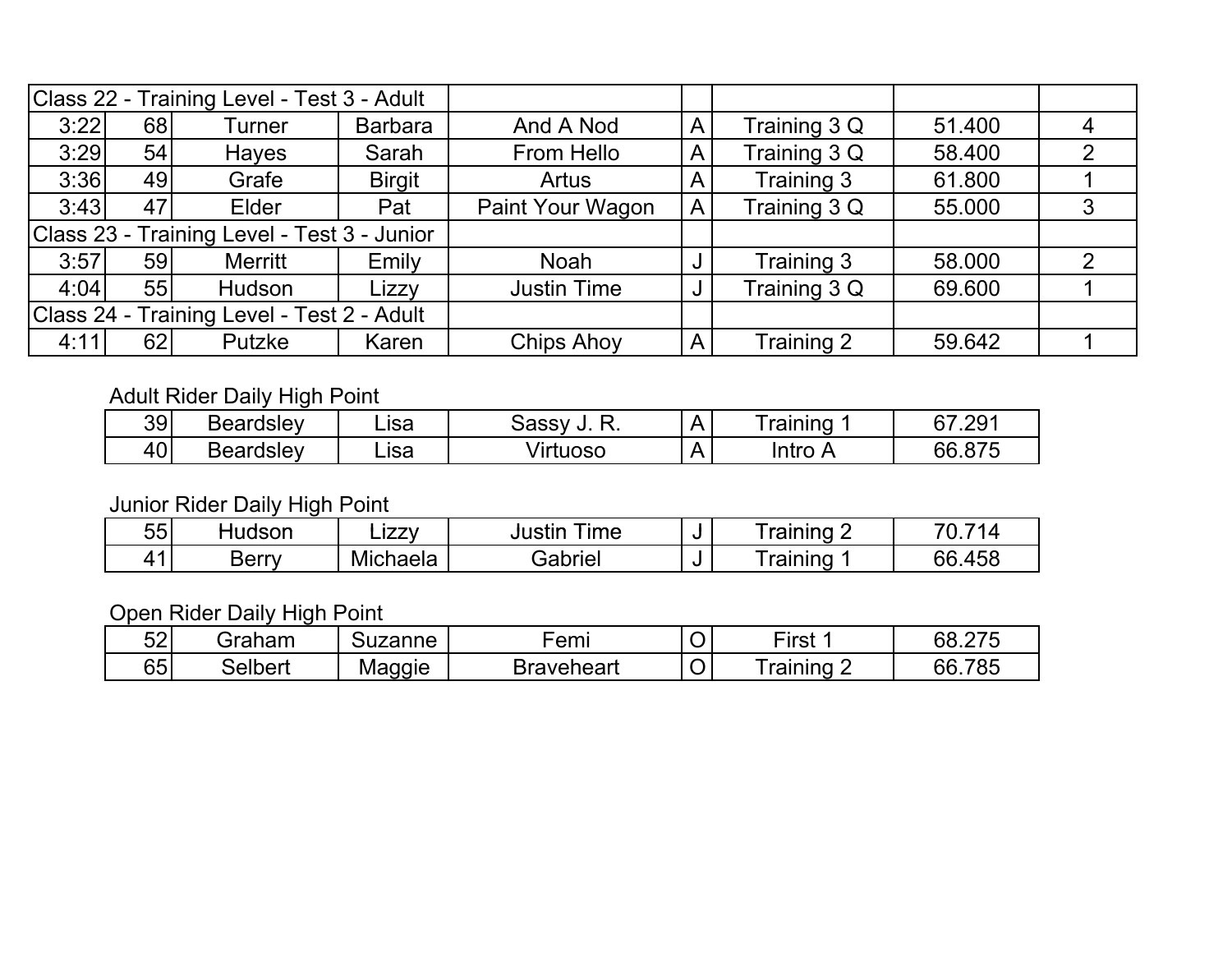| | | | | | | | | |
|---|---|---|---|---|---|---|---|---|
| Class 22 - Training Level - Test 3 - Adult | | | | | | | | |
| 3:22 | 68 | Turner | Barbara | And A Nod | A | Training 3 Q | 51.400 | 4 |
| 3:29 | 54 | Hayes | Sarah | From Hello | A | Training 3 Q | 58.400 | 2 |
| 3:36 | 49 | Grafe | Birgit | Artus | A | Training 3 | 61.800 | 1 |
| 3:43 | 47 | Elder | Pat | Paint Your Wagon | A | Training 3 Q | 55.000 | 3 |
| Class 23 - Training Level - Test 3 - Junior | | | | | | | | |
| 3:57 | 59 | Merritt | Emily | Noah | J | Training 3 | 58.000 | 2 |
| 4:04 | 55 | Hudson | Lizzy | Justin Time | J | Training 3 Q | 69.600 | 1 |
| Class 24 - Training Level - Test 2 - Adult | | | | | | | | |
| 4:11 | 62 | Putzke | Karen | Chips Ahoy | A | Training 2 | 59.642 | 1 |

Adult Rider Daily High Point

| | | | | | | |
|---|---|---|---|---|---|---|
| 39 | Beardsley | Lisa | Sassy J. R. | A | Training 1 | 67.291 |
| 40 | Beardsley | Lisa | Virtuoso | A | Intro A | 66.875 |

Junior Rider Daily High Point

| | | | | | | |
|---|---|---|---|---|---|---|
| 55 | Hudson | Lizzy | Justin Time | J | Training 2 | 70.714 |
| 41 | Berry | Michaela | Gabriel | J | Training 1 | 66.458 |

Open Rider Daily High Point

| | | | | | | |
|---|---|---|---|---|---|---|
| 52 | Graham | Suzanne | Femi | O | First 1 | 68.275 |
| 65 | Selbert | Maggie | Braveheart | O | Training 2 | 66.785 |